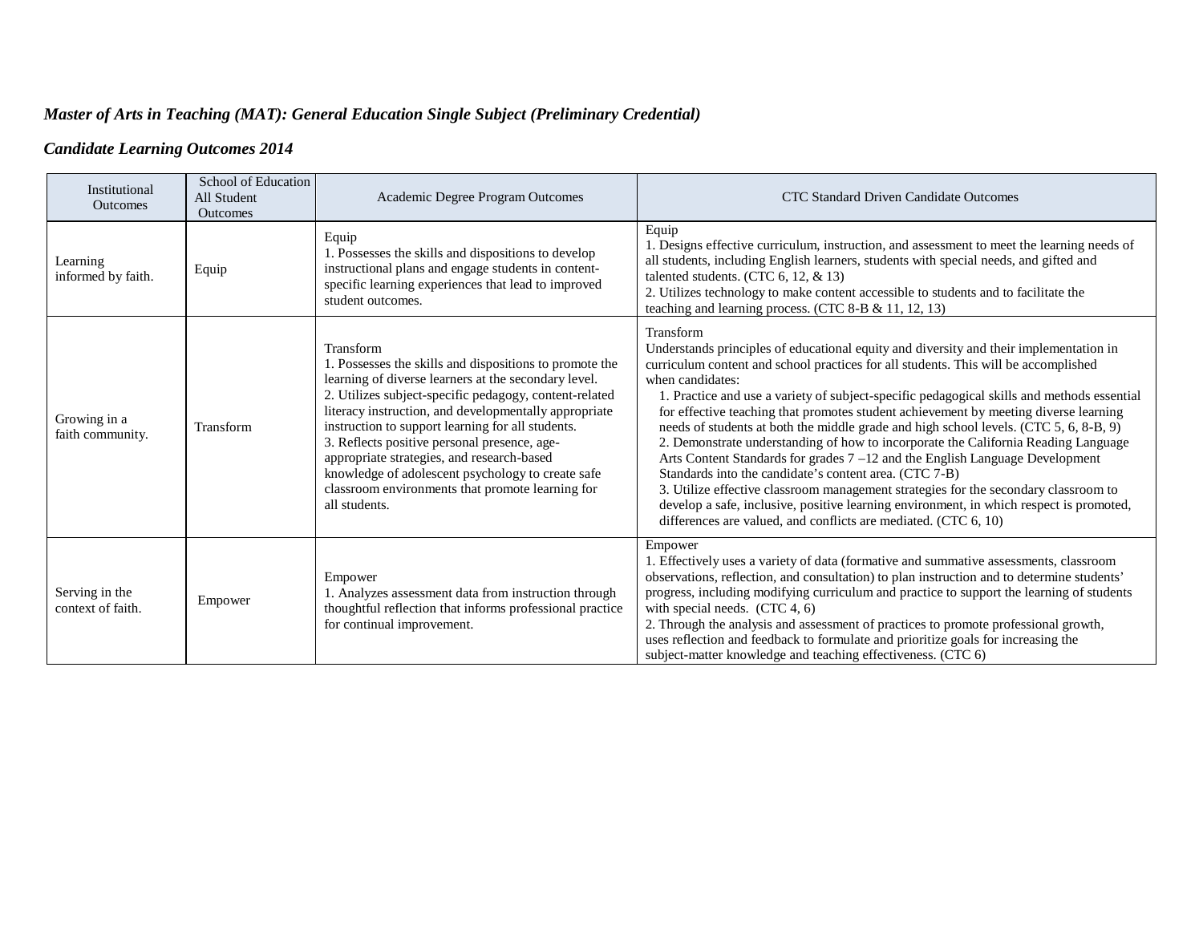***Master of Arts in Teaching (MAT): General Education Single Subject (Preliminary Credential)***

***Candidate Learning Outcomes 2014***

| Institutional Outcomes | School of Education All Student Outcomes | Academic Degree Program Outcomes | CTC Standard Driven Candidate Outcomes |
|---|---|---|---|
| Learning informed by faith. | Equip | Equip<br>1. Possesses the skills and dispositions to develop instructional plans and engage students in content-specific learning experiences that lead to improved student outcomes. | Equip<br>1. Designs effective curriculum, instruction, and assessment to meet the learning needs of all students, including English learners, students with special needs, and gifted and talented students. (CTC 6, 12, & 13)<br>2. Utilizes technology to make content accessible to students and to facilitate the teaching and learning process. (CTC 8-B & 11, 12, 13) |
| Growing in a faith community. | Transform | Transform<br>1. Possesses the skills and dispositions to promote the learning of diverse learners at the secondary level.<br>2. Utilizes subject-specific pedagogy, content-related literacy instruction, and developmentally appropriate instruction to support learning for all students.<br>3. Reflects positive personal presence, age-appropriate strategies, and research-based knowledge of adolescent psychology to create safe classroom environments that promote learning for all students. | Transform<br>Understands principles of educational equity and diversity and their implementation in curriculum content and school practices for all students. This will be accomplished when candidates:<br>1. Practice and use a variety of subject-specific pedagogical skills and methods essential for effective teaching that promotes student achievement by meeting diverse learning needs of students at both the middle grade and high school levels. (CTC 5, 6, 8-B, 9)<br>2. Demonstrate understanding of how to incorporate the California Reading Language Arts Content Standards for grades 7 –12 and the English Language Development Standards into the candidate's content area. (CTC 7-B)<br>3. Utilize effective classroom management strategies for the secondary classroom to develop a safe, inclusive, positive learning environment, in which respect is promoted, differences are valued, and conflicts are mediated. (CTC 6, 10) |
| Serving in the context of faith. | Empower | Empower<br>1. Analyzes assessment data from instruction through thoughtful reflection that informs professional practice for continual improvement. | Empower<br>1. Effectively uses a variety of data (formative and summative assessments, classroom observations, reflection, and consultation) to plan instruction and to determine students' progress, including modifying curriculum and practice to support the learning of students with special needs. (CTC 4, 6)<br>2. Through the analysis and assessment of practices to promote professional growth, uses reflection and feedback to formulate and prioritize goals for increasing the subject-matter knowledge and teaching effectiveness. (CTC 6) |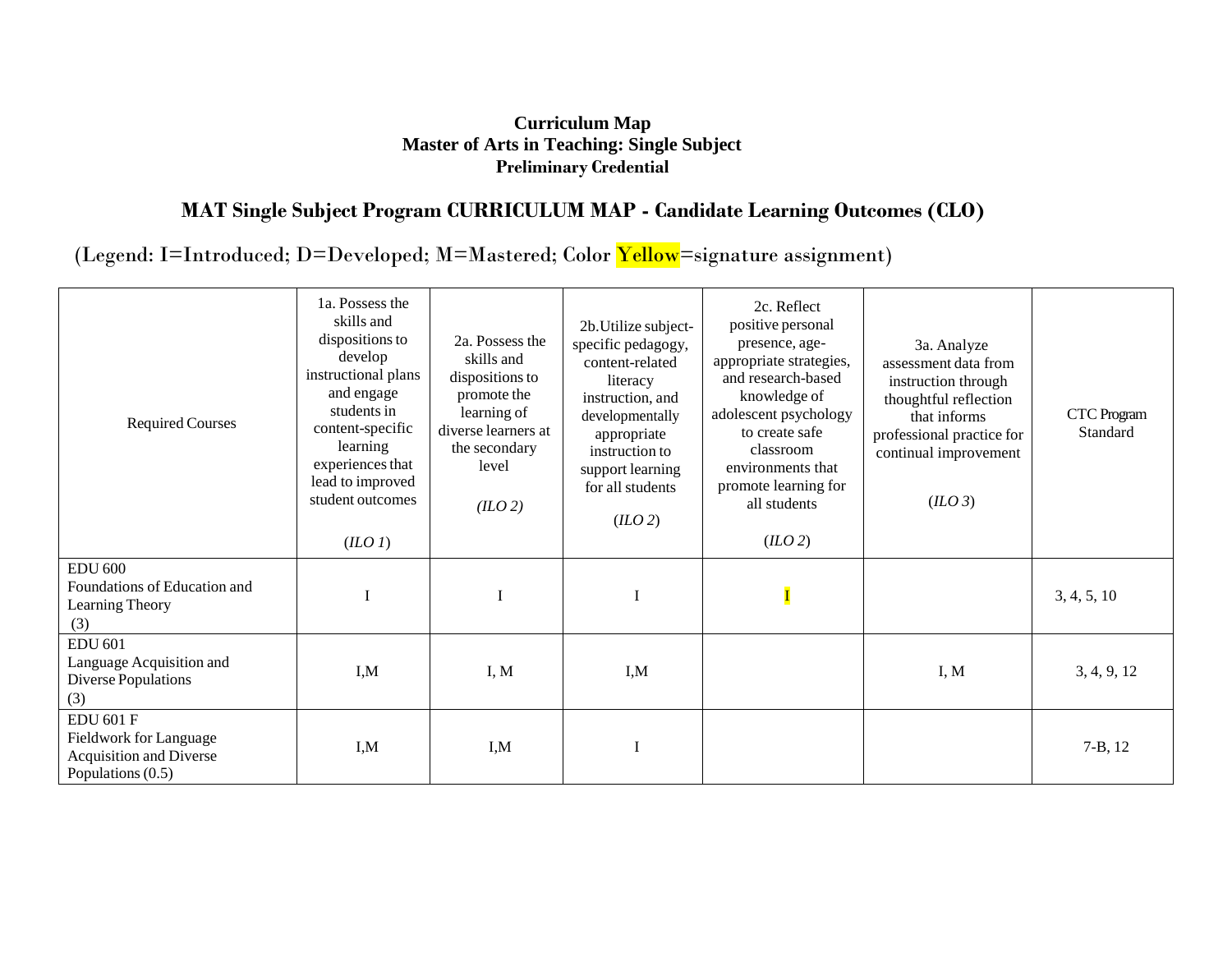**Curriculum Map**
**Master of Arts in Teaching: Single Subject**
**Preliminary Credential**

## MAT Single Subject Program CURRICULUM MAP - Candidate Learning Outcomes (CLO)

(Legend: I=Introduced; D=Developed; M=Mastered; Color Yellow=signature assignment)

| Required Courses | 1a. Possess the skills and dispositions to develop instructional plans and engage students in content-specific learning experiences that lead to improved student outcomes (*ILO 1*) | 2a. Possess the skills and dispositions to promote the learning of diverse learners at the secondary level (*ILO 2*) | 2b.Utilize subject-specific pedagogy, content-related literacy instruction, and developmentally appropriate instruction to support learning for all students (*ILO 2*) | 2c. Reflect positive personal presence, age-appropriate strategies, and research-based knowledge of adolescent psychology to create safe classroom environments that promote learning for all students (*ILO 2*) | 3a. Analyze assessment data from instruction through thoughtful reflection that informs professional practice for continual improvement (*ILO 3*) | CTC Program Standard |
|---|---|---|---|---|---|---|
| EDU 600 Foundations of Education and Learning Theory (3) | I | I | I | I | | 3, 4, 5, 10 |
| EDU 601 Language Acquisition and Diverse Populations (3) | I,M | I, M | I,M | | I, M | 3, 4, 9, 12 |
| EDU 601 F Fieldwork for Language Acquisition and Diverse Populations (0.5) | I,M | I,M | I | | | 7-B, 12 |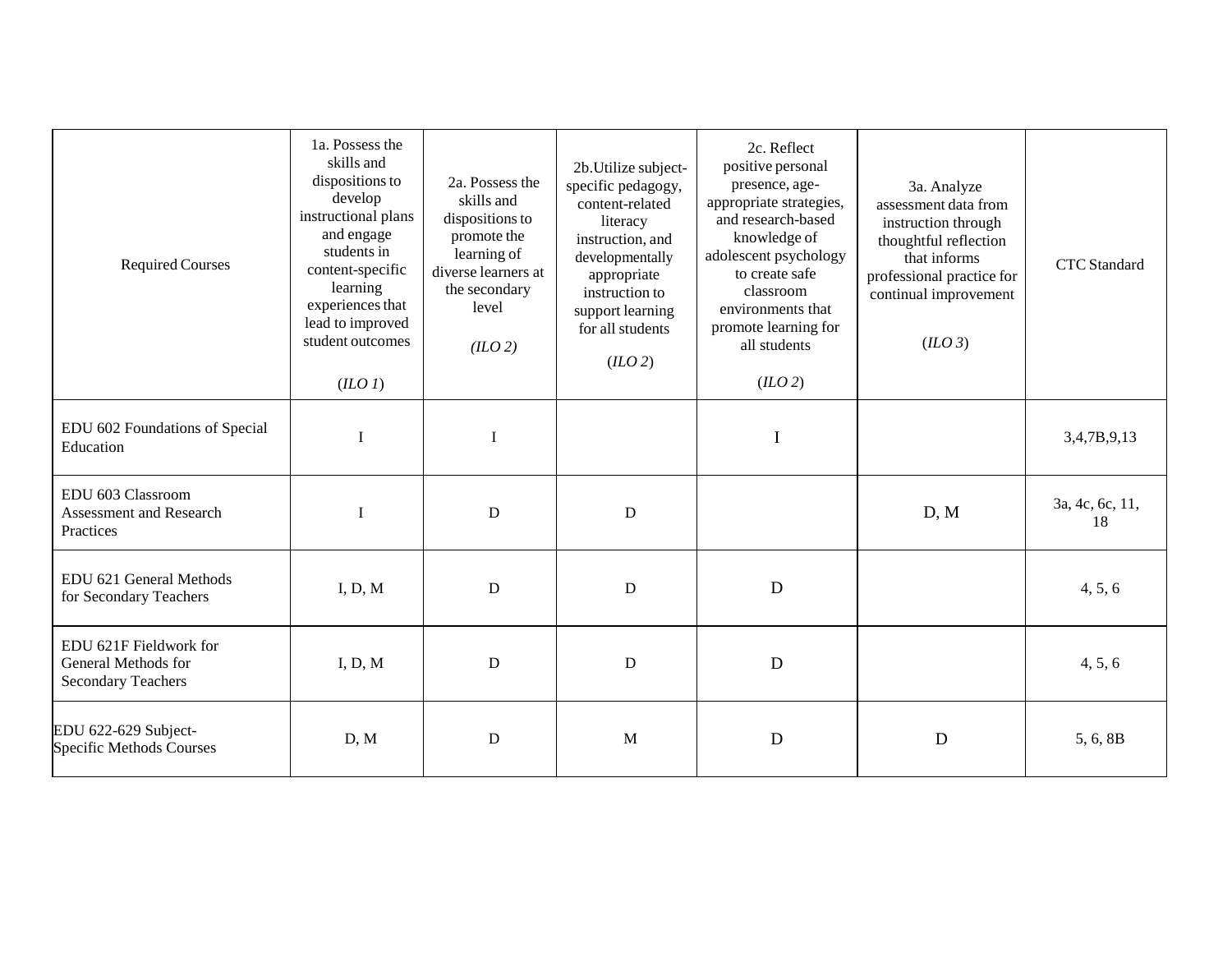| Required Courses | 1a. Possess the skills and dispositions to develop instructional plans and engage students in content-specific learning experiences that lead to improved student outcomes (*ILO 1*) | 2a. Possess the skills and dispositions to promote the learning of diverse learners at the secondary level (*ILO 2*) | 2b.Utilize subject-specific pedagogy, content-related literacy instruction, and developmentally appropriate instruction to support learning for all students (*ILO 2*) | 2c. Reflect positive personal presence, age-appropriate strategies, and research-based knowledge of adolescent psychology to create safe classroom environments that promote learning for all students (*ILO 2*) | 3a. Analyze assessment data from instruction through thoughtful reflection that informs professional practice for continual improvement (*ILO 3*) | CTC Standard |
|---|---|---|---|---|---|---|
| EDU 602 Foundations of Special Education | I | I | | I | | 3,4,7B,9,13 |
| EDU 603 Classroom Assessment and Research Practices | I | D | D | | D, M | 3a, 4c, 6c, 11, 18 |
| EDU 621 General Methods for Secondary Teachers | I, D, M | D | D | D | | 4, 5, 6 |
| EDU 621F Fieldwork for General Methods for Secondary Teachers | I, D, M | D | D | D | | 4, 5, 6 |
| EDU 622-629 Subject-Specific Methods Courses | D, M | D | M | D | D | 5, 6, 8B |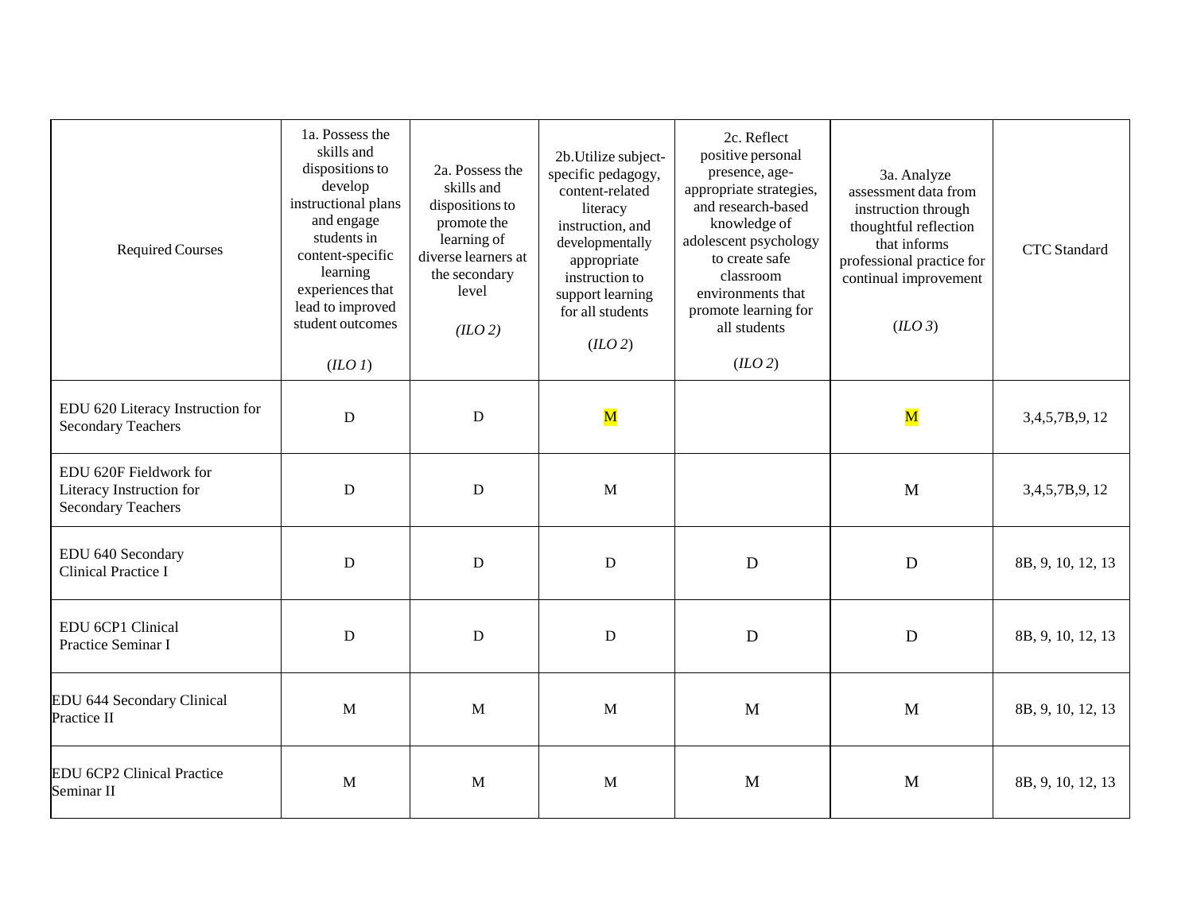| Required Courses | 1a. Possess the skills and dispositions to develop instructional plans and engage students in content-specific learning experiences that lead to improved student outcomes (*ILO 1*) | 2a. Possess the skills and dispositions to promote the learning of diverse learners at the secondary level (*ILO 2)* | 2b.Utilize subject-specific pedagogy, content-related literacy instruction, and developmentally appropriate instruction to support learning for all students (*ILO 2*) | 2c. Reflect positive personal presence, age-appropriate strategies, and research-based knowledge of adolescent psychology to create safe classroom environments that promote learning for all students (*ILO 2*) | 3a. Analyze assessment data from instruction through thoughtful reflection that informs professional practice for continual improvement (*ILO 3*) | CTC Standard |
|---|---|---|---|---|---|---|
| EDU 620 Literacy Instruction for Secondary Teachers | D | D | M | | M | 3,4,5,7B,9, 12 |
| EDU 620F Fieldwork for Literacy Instruction for Secondary Teachers | D | D | M | | M | 3,4,5,7B,9, 12 |
| EDU 640 Secondary Clinical Practice I | D | D | D | D | D | 8B, 9, 10, 12, 13 |
| EDU 6CP1 Clinical Practice Seminar I | D | D | D | D | D | 8B, 9, 10, 12, 13 |
| EDU 644 Secondary Clinical Practice II | M | M | M | M | M | 8B, 9, 10, 12, 13 |
| EDU 6CP2 Clinical Practice Seminar II | M | M | M | M | M | 8B, 9, 10, 12, 13 |